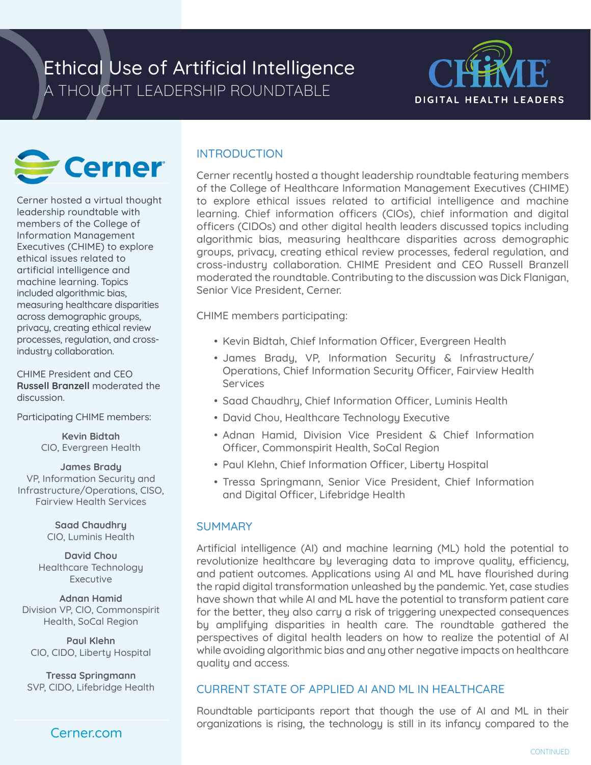# Ethical Use of Artificial Intelligence

A THOUGHT LEADERSHIP ROUNDTABLE

CHIME DIGITAL HEALTH LEADERS

Cerner

Cerner hosted a virtual thought leadership roundtable with members of the College of Information Management Executives (CHIME) to explore ethical issues related to artificial intelligence and machine learning. Topics included algorithmic bias, measuring healthcare disparities across demographic groups, privacy, creating ethical review processes, regulation, and cross-industry collaboration.

CHIME President and CEO **Russell Branzell** moderated the discussion.

Participating CHIME members:

**Kevin Bidtah**
CIO, Evergreen Health

**James Brady**
VP, Information Security and Infrastructure/Operations, CISO, Fairview Health Services

**Saad Chaudhry**
CIO, Luminis Health

**David Chou**
Healthcare Technology Executive

**Adnan Hamid**
Division VP, CIO, Commonspirit Health, SoCal Region

**Paul Klehn**
CIO, CIDO, Liberty Hospital

**Tressa Springmann**
SVP, CIDO, Lifebridge Health

Cerner.com

## INTRODUCTION

Cerner recently hosted a thought leadership roundtable featuring members of the College of Healthcare Information Management Executives (CHIME) to explore ethical issues related to artificial intelligence and machine learning. Chief information officers (CIOs), chief information and digital officers (CIDOs) and other digital health leaders discussed topics including algorithmic bias, measuring healthcare disparities across demographic groups, privacy, creating ethical review processes, federal regulation, and cross-industry collaboration. CHIME President and CEO Russell Branzell moderated the roundtable. Contributing to the discussion was Dick Flanigan, Senior Vice President, Cerner.

CHIME members participating:

- Kevin Bidtah, Chief Information Officer, Evergreen Health
- James Brady, VP, Information Security & Infrastructure/Operations, Chief Information Security Officer, Fairview Health Services
- Saad Chaudhry, Chief Information Officer, Luminis Health
- David Chou, Healthcare Technology Executive
- Adnan Hamid, Division Vice President & Chief Information Officer, Commonspirit Health, SoCal Region
- Paul Klehn, Chief Information Officer, Liberty Hospital
- Tressa Springmann, Senior Vice President, Chief Information and Digital Officer, Lifebridge Health

## SUMMARY

Artificial intelligence (AI) and machine learning (ML) hold the potential to revolutionize healthcare by leveraging data to improve quality, efficiency, and patient outcomes. Applications using AI and ML have flourished during the rapid digital transformation unleashed by the pandemic. Yet, case studies have shown that while AI and ML have the potential to transform patient care for the better, they also carry a risk of triggering unexpected consequences by amplifying disparities in health care. The roundtable gathered the perspectives of digital health leaders on how to realize the potential of AI while avoiding algorithmic bias and any other negative impacts on healthcare quality and access.

## CURRENT STATE OF APPLIED AI AND ML IN HEALTHCARE

Roundtable participants report that though the use of AI and ML in their organizations is rising, the technology is still in its infancy compared to the

CONTINUED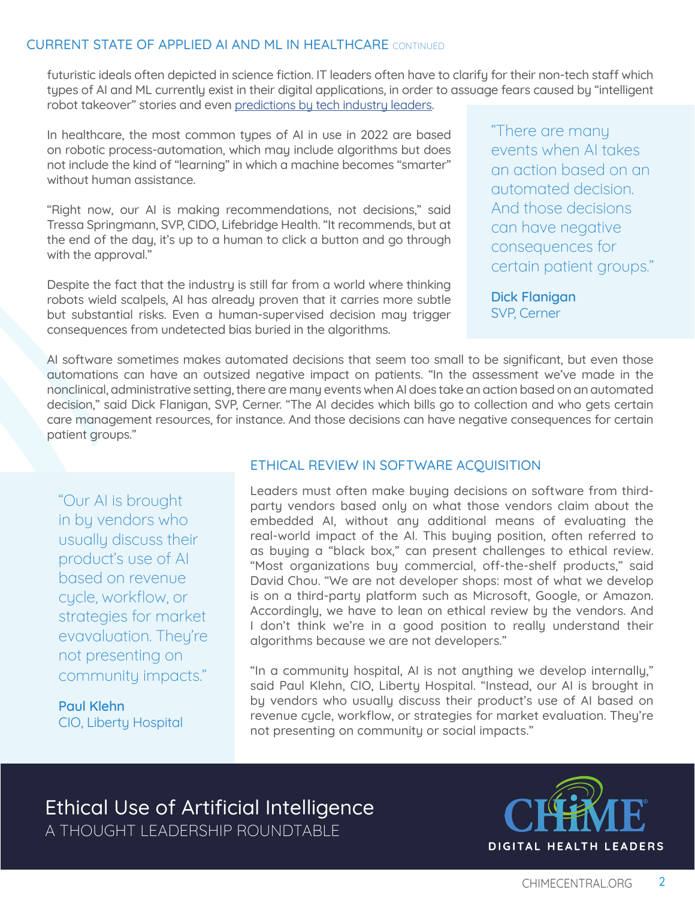## CURRENT STATE OF APPLIED AI AND ML IN HEALTHCARE CONTINUED

futuristic ideals often depicted in science fiction. IT leaders often have to clarify for their non-tech staff which types of AI and ML currently exist in their digital applications, in order to assuage fears caused by "intelligent robot takeover" stories and even predictions by tech industry leaders.

In healthcare, the most common types of AI in use in 2022 are based on robotic process-automation, which may include algorithms but does not include the kind of "learning" in which a machine becomes "smarter" without human assistance.

"Right now, our AI is making recommendations, not decisions," said Tressa Springmann, SVP, CIDO, Lifebridge Health. "It recommends, but at the end of the day, it's up to a human to click a button and go through with the approval."

Despite the fact that the industry is still far from a world where thinking robots wield scalpels, AI has already proven that it carries more subtle but substantial risks. Even a human-supervised decision may trigger consequences from undetected bias buried in the algorithms.

> "There are many events when AI takes an action based on an automated decision. And those decisions can have negative consequences for certain patient groups."
>
> **Dick Flanigan**
> SVP, Cerner

AI software sometimes makes automated decisions that seem too small to be significant, but even those automations can have an outsized negative impact on patients. "In the assessment we've made in the nonclinical, administrative setting, there are many events when AI does take an action based on an automated decision," said Dick Flanigan, SVP, Cerner. "The AI decides which bills go to collection and who gets certain care management resources, for instance. And those decisions can have negative consequences for certain patient groups."

## ETHICAL REVIEW IN SOFTWARE ACQUISITION

Leaders must often make buying decisions on software from third-party vendors based only on what those vendors claim about the embedded AI, without any additional means of evaluating the real-world impact of the AI. This buying position, often referred to as buying a "black box," can present challenges to ethical review. "Most organizations buy commercial, off-the-shelf products," said David Chou. "We are not developer shops: most of what we develop is on a third-party platform such as Microsoft, Google, or Amazon. Accordingly, we have to lean on ethical review by the vendors. And I don't think we're in a good position to really understand their algorithms because we are not developers."

"In a community hospital, AI is not anything we develop internally," said Paul Klehn, CIO, Liberty Hospital. "Instead, our AI is brought in by vendors who usually discuss their product's use of AI based on revenue cycle, workflow, or strategies for market evaluation. They're not presenting on community or social impacts."

> "Our AI is brought in by vendors who usually discuss their product's use of AI based on revenue cycle, workflow, or strategies for market evavaluation. They're not presenting on community impacts."
>
> **Paul Klehn**
> CIO, Liberty Hospital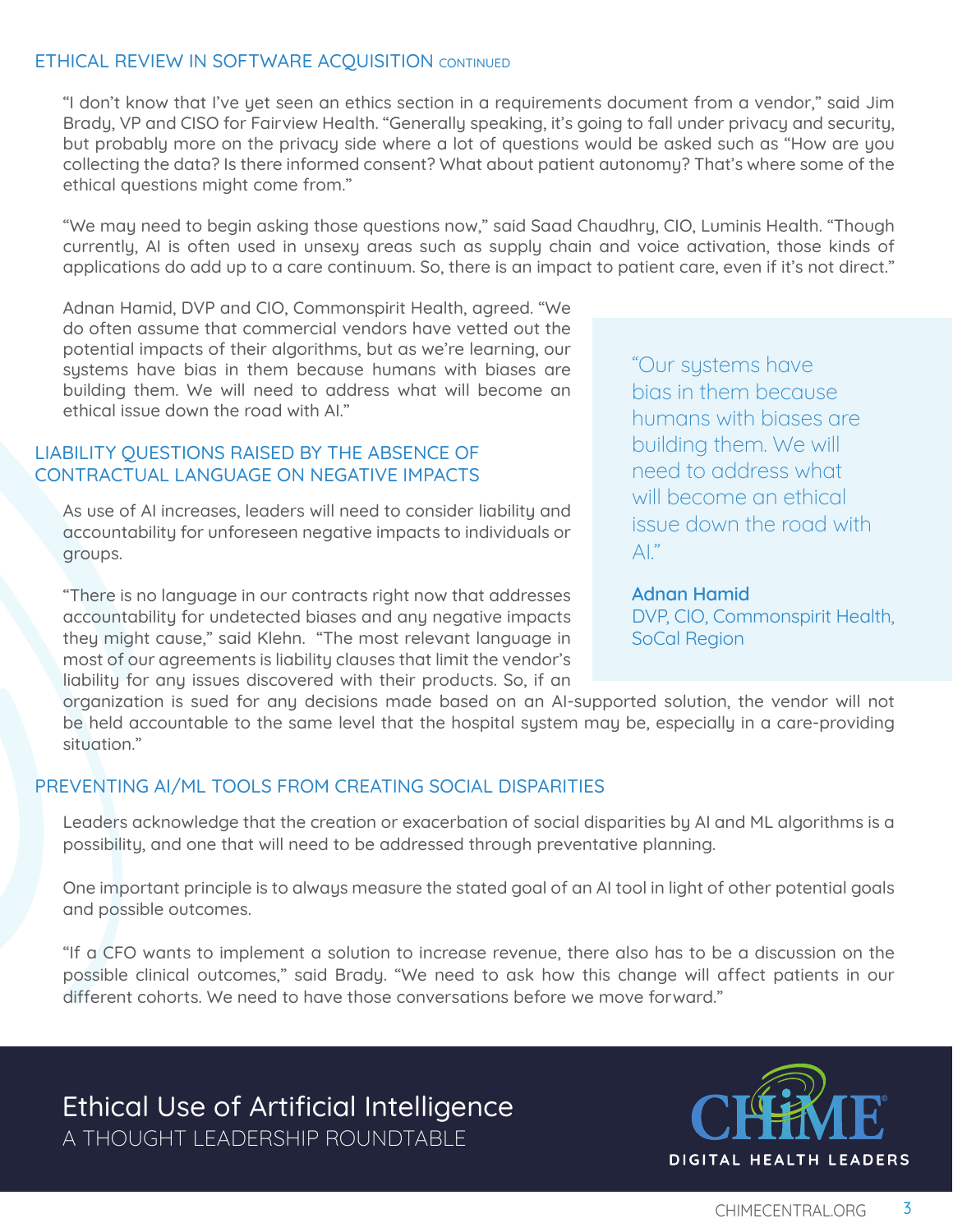## ETHICAL REVIEW IN SOFTWARE ACQUISITION CONTINUED

"I don't know that I've yet seen an ethics section in a requirements document from a vendor," said Jim Brady, VP and CISO for Fairview Health. "Generally speaking, it's going to fall under privacy and security, but probably more on the privacy side where a lot of questions would be asked such as "How are you collecting the data? Is there informed consent? What about patient autonomy? That's where some of the ethical questions might come from."

"We may need to begin asking those questions now," said Saad Chaudhry, CIO, Luminis Health. "Though currently, AI is often used in unsexy areas such as supply chain and voice activation, those kinds of applications do add up to a care continuum. So, there is an impact to patient care, even if it's not direct."

Adnan Hamid, DVP and CIO, Commonspirit Health, agreed. "We do often assume that commercial vendors have vetted out the potential impacts of their algorithms, but as we're learning, our systems have bias in them because humans with biases are building them. We will need to address what will become an ethical issue down the road with AI."

> "Our systems have bias in them because humans with biases are building them. We will need to address what will become an ethical issue down the road with AI."
>
> **Adnan Hamid**
> DVP, CIO, Commonspirit Health, SoCal Region

## LIABILITY QUESTIONS RAISED BY THE ABSENCE OF CONTRACTUAL LANGUAGE ON NEGATIVE IMPACTS

As use of AI increases, leaders will need to consider liability and accountability for unforeseen negative impacts to individuals or groups.

"There is no language in our contracts right now that addresses accountability for undetected biases and any negative impacts they might cause," said Klehn. "The most relevant language in most of our agreements is liability clauses that limit the vendor's liability for any issues discovered with their products. So, if an organization is sued for any decisions made based on an AI-supported solution, the vendor will not be held accountable to the same level that the hospital system may be, especially in a care-providing situation."

## PREVENTING AI/ML TOOLS FROM CREATING SOCIAL DISPARITIES

Leaders acknowledge that the creation or exacerbation of social disparities by AI and ML algorithms is a possibility, and one that will need to be addressed through preventative planning.

One important principle is to always measure the stated goal of an AI tool in light of other potential goals and possible outcomes.

"If a CFO wants to implement a solution to increase revenue, there also has to be a discussion on the possible clinical outcomes," said Brady. "We need to ask how this change will affect patients in our different cohorts. We need to have those conversations before we move forward."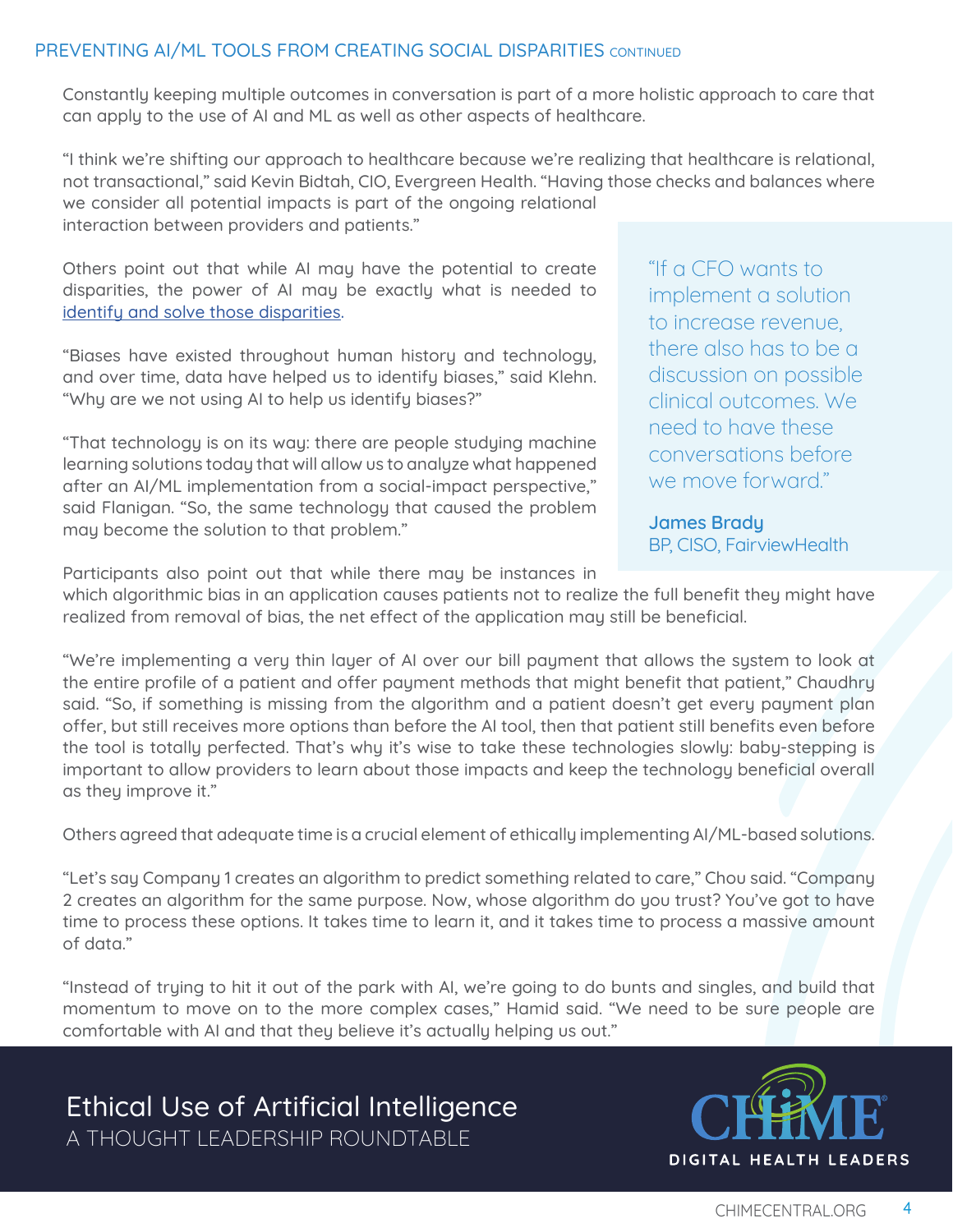## PREVENTING AI/ML TOOLS FROM CREATING SOCIAL DISPARITIES CONTINUED

Constantly keeping multiple outcomes in conversation is part of a more holistic approach to care that can apply to the use of AI and ML as well as other aspects of healthcare.

"I think we're shifting our approach to healthcare because we're realizing that healthcare is relational, not transactional," said Kevin Bidtah, CIO, Evergreen Health. "Having those checks and balances where we consider all potential impacts is part of the ongoing relational interaction between providers and patients."

Others point out that while AI may have the potential to create disparities, the power of AI may be exactly what is needed to [identify and solve those disparities](#).

"Biases have existed throughout human history and technology, and over time, data have helped us to identify biases," said Klehn. "Why are we not using AI to help us identify biases?"

"That technology is on its way: there are people studying machine learning solutions today that will allow us to analyze what happened after an AI/ML implementation from a social-impact perspective," said Flanigan. "So, the same technology that caused the problem may become the solution to that problem."

> "If a CFO wants to implement a solution to increase revenue, there also has to be a discussion on possible clinical outcomes. We need to have these conversations before we move forward."
>
> **James Brady**
> BP, CISO, FairviewHealth

Participants also point out that while there may be instances in which algorithmic bias in an application causes patients not to realize the full benefit they might have realized from removal of bias, the net effect of the application may still be beneficial.

"We're implementing a very thin layer of AI over our bill payment that allows the system to look at the entire profile of a patient and offer payment methods that might benefit that patient," Chaudhry said. "So, if something is missing from the algorithm and a patient doesn't get every payment plan offer, but still receives more options than before the AI tool, then that patient still benefits even before the tool is totally perfected. That's why it's wise to take these technologies slowly: baby-stepping is important to allow providers to learn about those impacts and keep the technology beneficial overall as they improve it."

Others agreed that adequate time is a crucial element of ethically implementing AI/ML-based solutions.

"Let's say Company 1 creates an algorithm to predict something related to care," Chou said. "Company 2 creates an algorithm for the same purpose. Now, whose algorithm do you trust? You've got to have time to process these options. It takes time to learn it, and it takes time to process a massive amount of data."

"Instead of trying to hit it out of the park with AI, we're going to do bunts and singles, and build that momentum to move on to the more complex cases," Hamid said. "We need to be sure people are comfortable with AI and that they believe it's actually helping us out."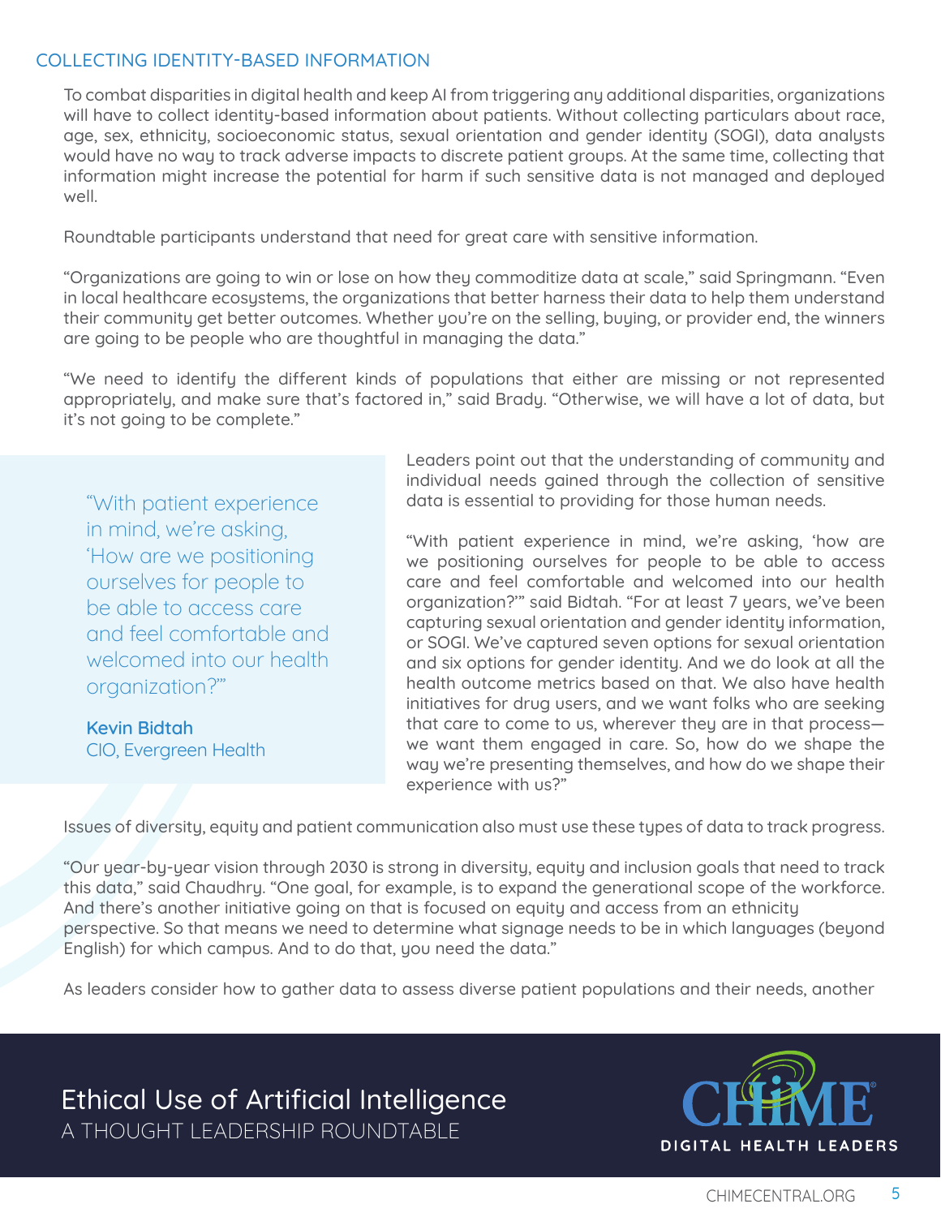## COLLECTING IDENTITY-BASED INFORMATION

To combat disparities in digital health and keep AI from triggering any additional disparities, organizations will have to collect identity-based information about patients. Without collecting particulars about race, age, sex, ethnicity, socioeconomic status, sexual orientation and gender identity (SOGI), data analysts would have no way to track adverse impacts to discrete patient groups. At the same time, collecting that information might increase the potential for harm if such sensitive data is not managed and deployed well.

Roundtable participants understand that need for great care with sensitive information.

"Organizations are going to win or lose on how they commoditize data at scale," said Springmann. "Even in local healthcare ecosystems, the organizations that better harness their data to help them understand their community get better outcomes. Whether you're on the selling, buying, or provider end, the winners are going to be people who are thoughtful in managing the data."

"We need to identify the different kinds of populations that either are missing or not represented appropriately, and make sure that's factored in," said Brady. "Otherwise, we will have a lot of data, but it's not going to be complete."

> "With patient experience in mind, we're asking, 'How are we positioning ourselves for people to be able to access care and feel comfortable and welcomed into our health organization?'"
>
> **Kevin Bidtah**
> CIO, Evergreen Health

Leaders point out that the understanding of community and individual needs gained through the collection of sensitive data is essential to providing for those human needs.

"With patient experience in mind, we're asking, 'how are we positioning ourselves for people to be able to access care and feel comfortable and welcomed into our health organization?'" said Bidtah. "For at least 7 years, we've been capturing sexual orientation and gender identity information, or SOGI. We've captured seven options for sexual orientation and six options for gender identity. And we do look at all the health outcome metrics based on that. We also have health initiatives for drug users, and we want folks who are seeking that care to come to us, wherever they are in that process—we want them engaged in care. So, how do we shape the way we're presenting themselves, and how do we shape their experience with us?"

Issues of diversity, equity and patient communication also must use these types of data to track progress.

"Our year-by-year vision through 2030 is strong in diversity, equity and inclusion goals that need to track this data," said Chaudhry. "One goal, for example, is to expand the generational scope of the workforce. And there's another initiative going on that is focused on equity and access from an ethnicity perspective. So that means we need to determine what signage needs to be in which languages (beyond English) for which campus. And to do that, you need the data."

As leaders consider how to gather data to assess diverse patient populations and their needs, another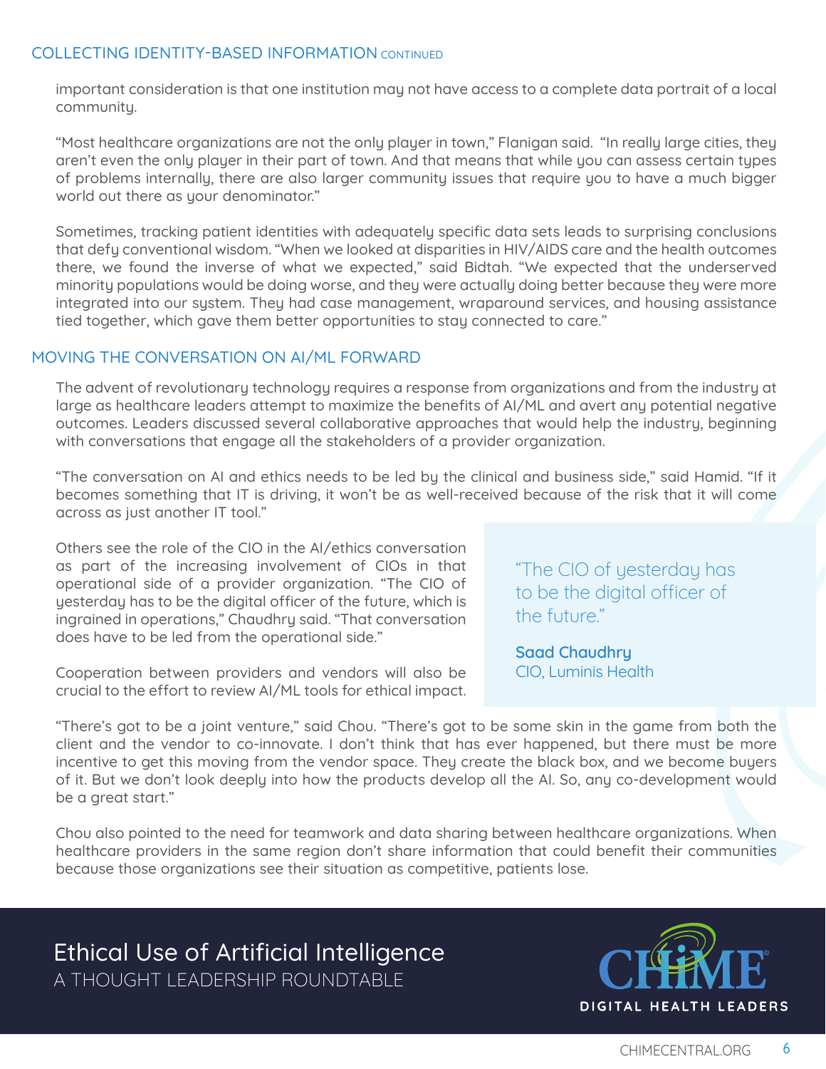## COLLECTING IDENTITY-BASED INFORMATION CONTINUED

important consideration is that one institution may not have access to a complete data portrait of a local community.

"Most healthcare organizations are not the only player in town," Flanigan said. "In really large cities, they aren't even the only player in their part of town. And that means that while you can assess certain types of problems internally, there are also larger community issues that require you to have a much bigger world out there as your denominator."

Sometimes, tracking patient identities with adequately specific data sets leads to surprising conclusions that defy conventional wisdom. "When we looked at disparities in HIV/AIDS care and the health outcomes there, we found the inverse of what we expected," said Bidtah. "We expected that the underserved minority populations would be doing worse, and they were actually doing better because they were more integrated into our system. They had case management, wraparound services, and housing assistance tied together, which gave them better opportunities to stay connected to care."

## MOVING THE CONVERSATION ON AI/ML FORWARD

The advent of revolutionary technology requires a response from organizations and from the industry at large as healthcare leaders attempt to maximize the benefits of AI/ML and avert any potential negative outcomes. Leaders discussed several collaborative approaches that would help the industry, beginning with conversations that engage all the stakeholders of a provider organization.

"The conversation on AI and ethics needs to be led by the clinical and business side," said Hamid. "If it becomes something that IT is driving, it won't be as well-received because of the risk that it will come across as just another IT tool."

Others see the role of the CIO in the AI/ethics conversation as part of the increasing involvement of CIOs in that operational side of a provider organization. "The CIO of yesterday has to be the digital officer of the future, which is ingrained in operations," Chaudhry said. "That conversation does have to be led from the operational side."

> "The CIO of yesterday has to be the digital officer of the future."
>
> **Saad Chaudhry**
> CIO, Luminis Health

Cooperation between providers and vendors will also be crucial to the effort to review AI/ML tools for ethical impact.

"There's got to be a joint venture," said Chou. "There's got to be some skin in the game from both the client and the vendor to co-innovate. I don't think that has ever happened, but there must be more incentive to get this moving from the vendor space. They create the black box, and we become buyers of it. But we don't look deeply into how the products develop all the AI. So, any co-development would be a great start."

Chou also pointed to the need for teamwork and data sharing between healthcare organizations. When healthcare providers in the same region don't share information that could benefit their communities because those organizations see their situation as competitive, patients lose.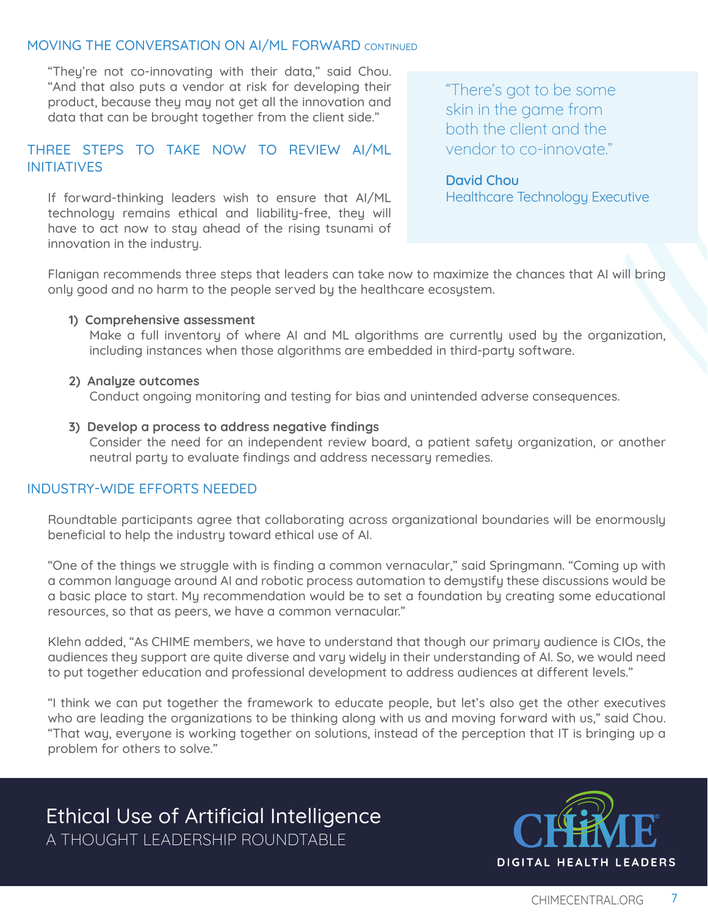## MOVING THE CONVERSATION ON AI/ML FORWARD CONTINUED

"They're not co-innovating with their data," said Chou. "And that also puts a vendor at risk for developing their product, because they may not get all the innovation and data that can be brought together from the client side."

> "There's got to be some skin in the game from both the client and the vendor to co-innovate."
>
> **David Chou**
> Healthcare Technology Executive

## THREE STEPS TO TAKE NOW TO REVIEW AI/ML INITIATIVES

If forward-thinking leaders wish to ensure that AI/ML technology remains ethical and liability-free, they will have to act now to stay ahead of the rising tsunami of innovation in the industry.

Flanigan recommends three steps that leaders can take now to maximize the chances that AI will bring only good and no harm to the people served by the healthcare ecosystem.

1) **Comprehensive assessment**
   Make a full inventory of where AI and ML algorithms are currently used by the organization, including instances when those algorithms are embedded in third-party software.

2) **Analyze outcomes**
   Conduct ongoing monitoring and testing for bias and unintended adverse consequences.

3) **Develop a process to address negative findings**
   Consider the need for an independent review board, a patient safety organization, or another neutral party to evaluate findings and address necessary remedies.

## INDUSTRY-WIDE EFFORTS NEEDED

Roundtable participants agree that collaborating across organizational boundaries will be enormously beneficial to help the industry toward ethical use of AI.

"One of the things we struggle with is finding a common vernacular," said Springmann. "Coming up with a common language around AI and robotic process automation to demystify these discussions would be a basic place to start. My recommendation would be to set a foundation by creating some educational resources, so that as peers, we have a common vernacular."

Klehn added, "As CHIME members, we have to understand that though our primary audience is CIOs, the audiences they support are quite diverse and vary widely in their understanding of AI. So, we would need to put together education and professional development to address audiences at different levels."

"I think we can put together the framework to educate people, but let's also get the other executives who are leading the organizations to be thinking along with us and moving forward with us," said Chou. "That way, everyone is working together on solutions, instead of the perception that IT is bringing up a problem for others to solve."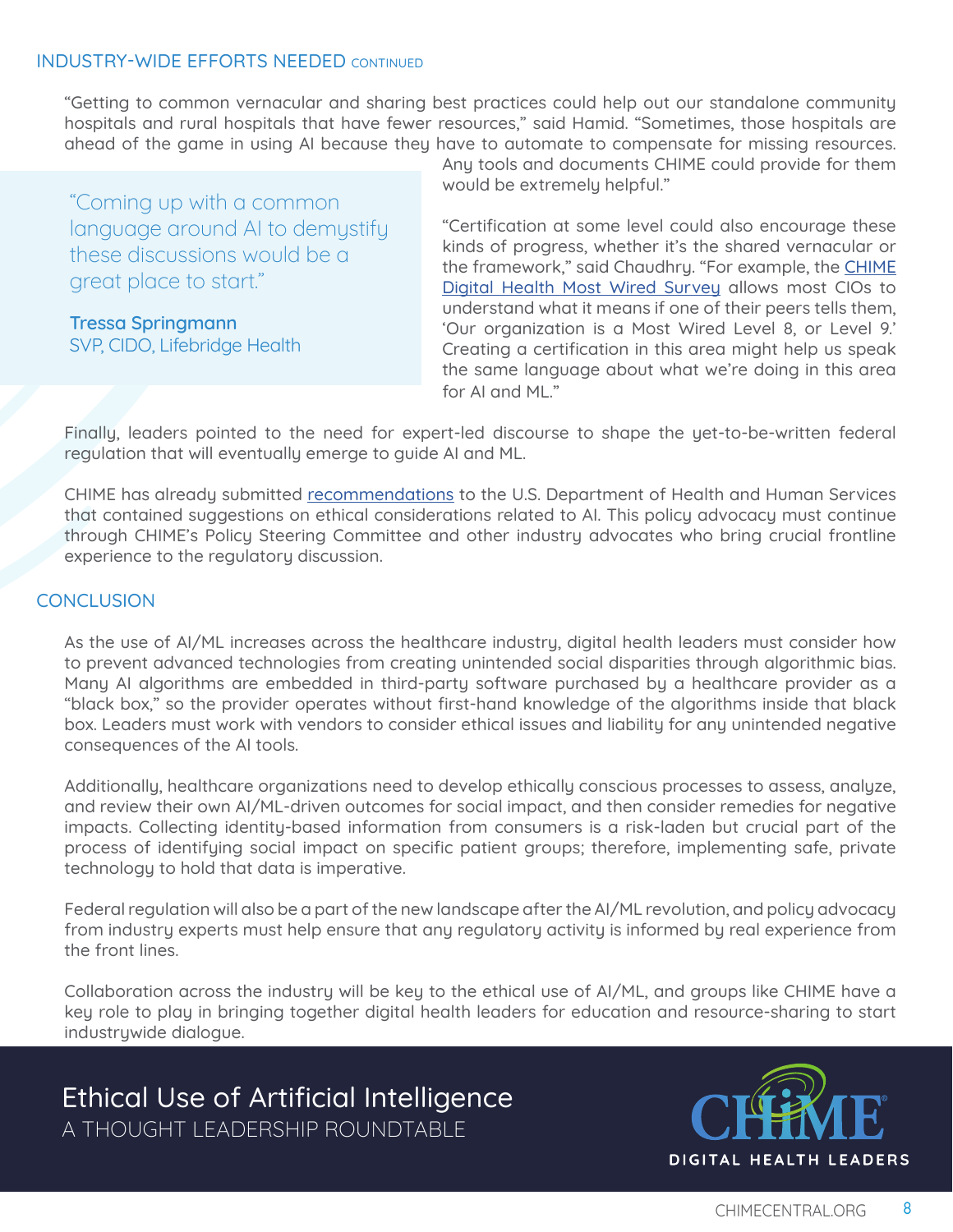## INDUSTRY-WIDE EFFORTS NEEDED CONTINUED

"Getting to common vernacular and sharing best practices could help out our standalone community hospitals and rural hospitals that have fewer resources," said Hamid. "Sometimes, those hospitals are ahead of the game in using AI because they have to automate to compensate for missing resources. Any tools and documents CHIME could provide for them would be extremely helpful."

> "Coming up with a common language around AI to demystify these discussions would be a great place to start."
>
> **Tressa Springmann**
> SVP, CIDO, Lifebridge Health

"Certification at some level could also encourage these kinds of progress, whether it's the shared vernacular or the framework," said Chaudhry. "For example, the CHIME Digital Health Most Wired Survey allows most CIOs to understand what it means if one of their peers tells them, 'Our organization is a Most Wired Level 8, or Level 9.' Creating a certification in this area might help us speak the same language about what we're doing in this area for AI and ML."

Finally, leaders pointed to the need for expert-led discourse to shape the yet-to-be-written federal regulation that will eventually emerge to guide AI and ML.

CHIME has already submitted recommendations to the U.S. Department of Health and Human Services that contained suggestions on ethical considerations related to AI. This policy advocacy must continue through CHIME's Policy Steering Committee and other industry advocates who bring crucial frontline experience to the regulatory discussion.

## CONCLUSION

As the use of AI/ML increases across the healthcare industry, digital health leaders must consider how to prevent advanced technologies from creating unintended social disparities through algorithmic bias. Many AI algorithms are embedded in third-party software purchased by a healthcare provider as a "black box," so the provider operates without first-hand knowledge of the algorithms inside that black box. Leaders must work with vendors to consider ethical issues and liability for any unintended negative consequences of the AI tools.

Additionally, healthcare organizations need to develop ethically conscious processes to assess, analyze, and review their own AI/ML-driven outcomes for social impact, and then consider remedies for negative impacts. Collecting identity-based information from consumers is a risk-laden but crucial part of the process of identifying social impact on specific patient groups; therefore, implementing safe, private technology to hold that data is imperative.

Federal regulation will also be a part of the new landscape after the AI/ML revolution, and policy advocacy from industry experts must help ensure that any regulatory activity is informed by real experience from the front lines.

Collaboration across the industry will be key to the ethical use of AI/ML, and groups like CHIME have a key role to play in bringing together digital health leaders for education and resource-sharing to start industrywide dialogue.